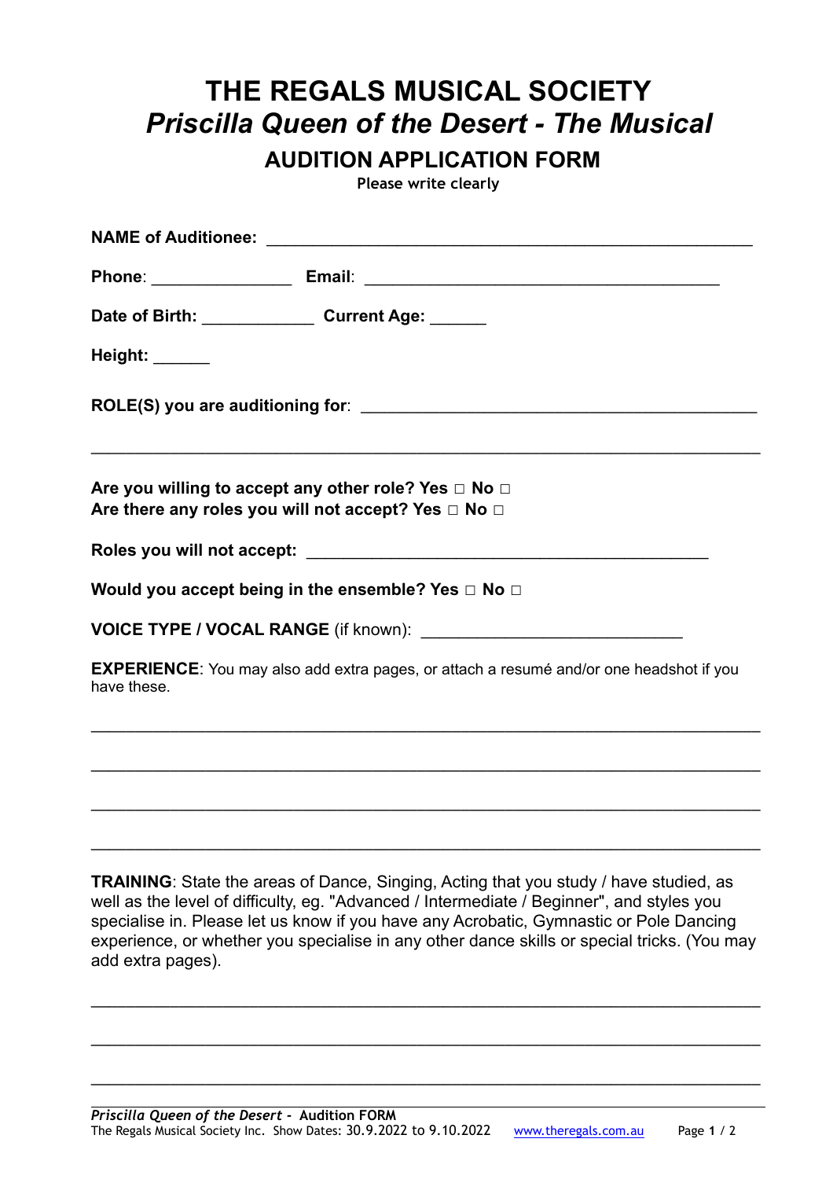# THE REGALS MUSICAL SOCIETY

# *Priscilla Queen of the Desert - The Musical*

## AUDITION APPLICATION FORM

Please write clearly

**NAME of Auditionee:** ______________________________________________________

**Phone**: _______________ **Email**: ________________________________________

**Date of Birth:** ____________ **Current Age:** ______

**Height:** ______

**ROLE(S) you are auditioning for**: ____________________________________________

_____________________________________________________________________________

**Are you willing to accept any other role? Yes □ No □**
**Are there any roles you will not accept? Yes □ No □**

**Roles you will not accept:** ____________________________________________

**Would you accept being in the ensemble? Yes □ No □**

**VOICE TYPE / VOCAL RANGE** (if known): ___________________________

**EXPERIENCE**: You may also add extra pages, or attach a resumé and/or one headshot if you have these.

_____________________________________________________________________________

_____________________________________________________________________________

_____________________________________________________________________________

_____________________________________________________________________________

**TRAINING**: State the areas of Dance, Singing, Acting that you study / have studied, as well as the level of difficulty, eg. "Advanced / Intermediate / Beginner", and styles you specialise in. Please let us know if you have any Acrobatic, Gymnastic or Pole Dancing experience, or whether you specialise in any other dance skills or special tricks. (You may add extra pages).

_____________________________________________________________________________

_____________________________________________________________________________

_____________________________________________________________________________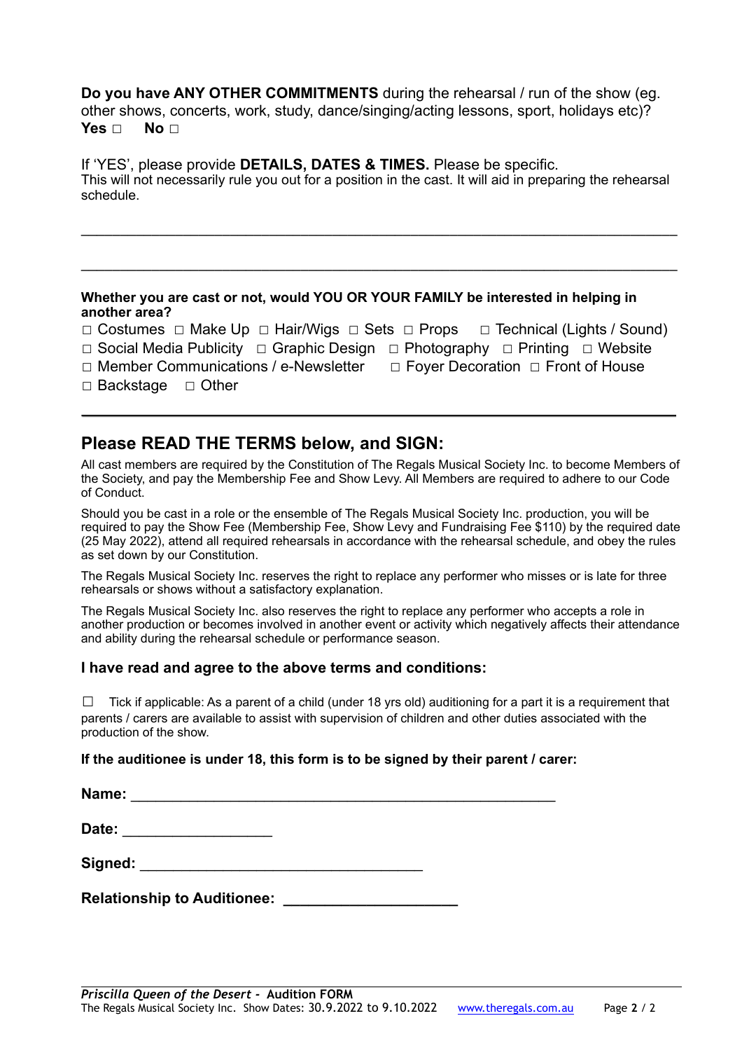**Do you have ANY OTHER COMMITMENTS** during the rehearsal / run of the show (eg. other shows, concerts, work, study, dance/singing/acting lessons, sport, holidays etc)?
**Yes** □ **No** □

If 'YES', please provide **DETAILS, DATES & TIMES.** Please be specific.
This will not necessarily rule you out for a position in the cast. It will aid in preparing the rehearsal schedule.

___________________________________________________________________________

___________________________________________________________________________

**Whether you are cast or not, would YOU OR YOUR FAMILY be interested in helping in another area?**

□ Costumes □ Make Up □ Hair/Wigs □ Sets □ Props □ Technical (Lights / Sound)
□ Social Media Publicity □ Graphic Design □ Photography □ Printing □ Website
□ Member Communications / e-Newsletter □ Foyer Decoration □ Front of House
□ Backstage □ Other

## Please READ THE TERMS below, and SIGN:

All cast members are required by the Constitution of The Regals Musical Society Inc. to become Members of the Society, and pay the Membership Fee and Show Levy. All Members are required to adhere to our Code of Conduct.

Should you be cast in a role or the ensemble of The Regals Musical Society Inc. production, you will be required to pay the Show Fee (Membership Fee, Show Levy and Fundraising Fee $110) by the required date (25 May 2022), attend all required rehearsals in accordance with the rehearsal schedule, and obey the rules as set down by our Constitution.

The Regals Musical Society Inc. reserves the right to replace any performer who misses or is late for three rehearsals or shows without a satisfactory explanation.

The Regals Musical Society Inc. also reserves the right to replace any performer who accepts a role in another production or becomes involved in another event or activity which negatively affects their attendance and ability during the rehearsal schedule or performance season.

### I have read and agree to the above terms and conditions:

□ Tick if applicable: As a parent of a child (under 18 yrs old) auditioning for a part it is a requirement that parents / carers are available to assist with supervision of children and other duties associated with the production of the show.

**If the auditionee is under 18, this form is to be signed by their parent / carer:**

**Name:** ______________________________________________________

**Date:** ___________________

**Signed:** ___________________________________

**Relationship to Auditionee:** _____________________